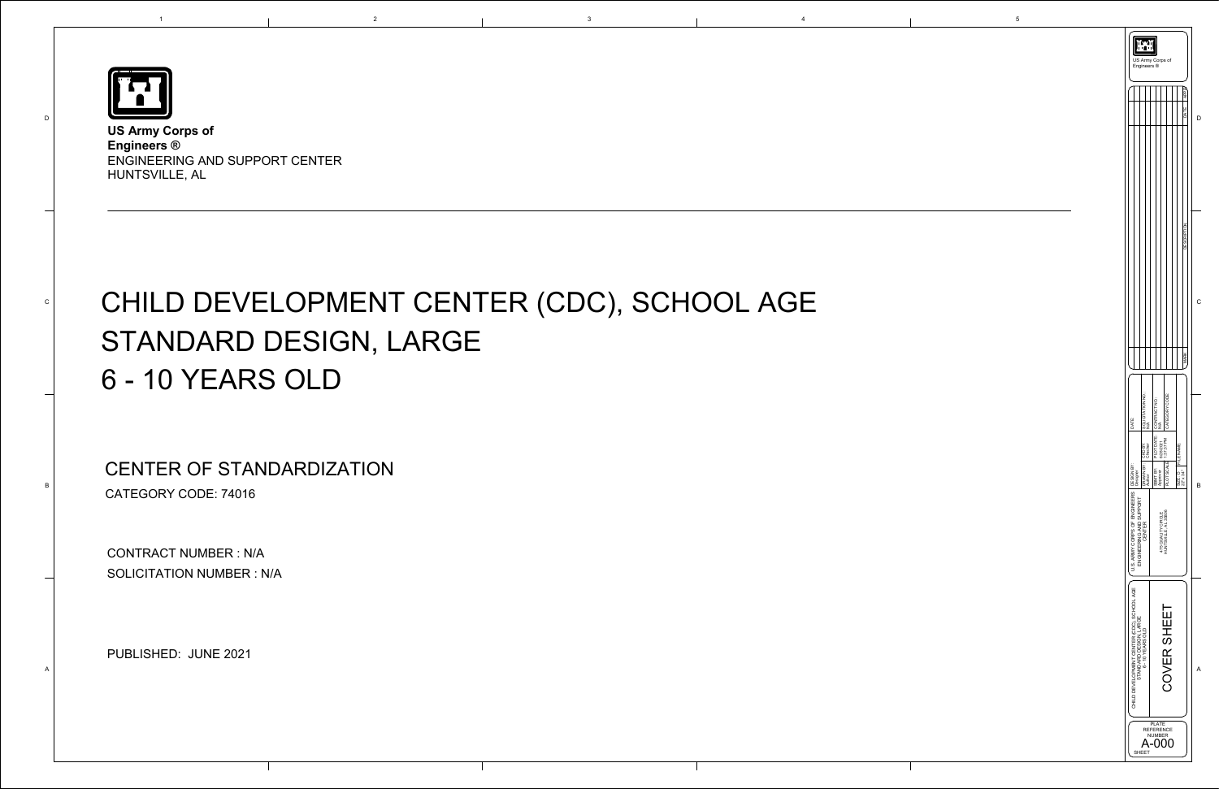**US Army Corps of Engineers ®**
ENGINEERING AND SUPPORT CENTER
HUNTSVILLE, AL

# CHILD DEVELOPMENT CENTER (CDC), SCHOOL AGE STANDARD DESIGN, LARGE 6 - 10 YEARS OLD

## CENTER OF STANDARDIZATION

CATEGORY CODE: 74016

CONTRACT NUMBER : N/A

SOLICITATION NUMBER : N/A

PUBLISHED: JUNE 2021

US Army Corps of Engineers ®

U.S. ARMY CORPS OF ENGINEERS ENGINEERING AND SUPPORT CENTER

4750 GRAVITY CIRCLE HUNTSVILLE, AL 35806

CHILD DEVELOPMENT CENTER (CDC), SCHOOL AGE STANDARD DESIGN, LARGE 6 - 10 YEARS OLD

COVER SHEET

PLATE REFERENCE NUMBER

SHEET A-000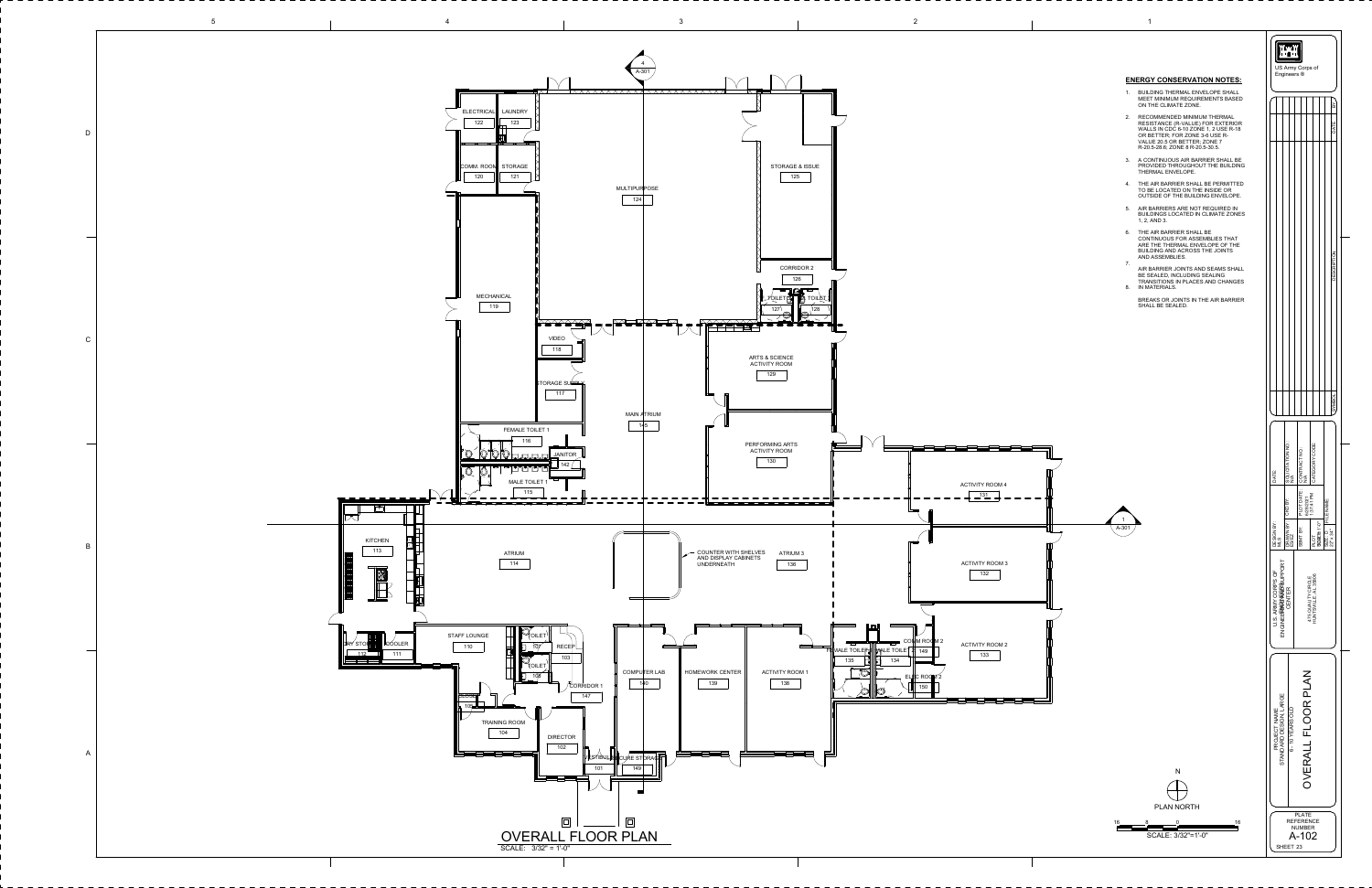## ENERGY CONSERVATION NOTES:

1. BUILDING THERMAL ENVELOPE SHALL MEET MINIMUM REQUIREMENTS BASED ON THE CLIMATE ZONE.
2. RECOMMENDED MINIMUM THERMAL RESISTANCE (R-VALUE) FOR EXTERIOR WALLS IN CDC 6-10 ZONE 1, 2 USE R-18 OR BETTER; FOR ZONE 3-6 USE R-VALUE 20.5 OR BETTER; ZONE 7 R-20.5-28.6; ZONE 8 R-20.5-30.5.
3. A CONTINUOUS AIR BARRIER SHALL BE PROVIDED THROUGHOUT THE BUILDING THERMAL ENVELOPE.
4. THE AIR BARRIER SHALL BE PERMITTED TO BE LOCATED ON THE INSIDE OR OUTSIDE OF THE BUILDING ENVELOPE.
5. AIR BARRIERS ARE NOT REQUIRED IN BUILDINGS LOCATED IN CLIMATE ZONES 1, 2, AND 3.
6. THE AIR BARRIER SHALL BE CONTINUOUS FOR ASSEMBLIES THAT ARE THE THERMAL ENVELOPE OF THE BUILDING AND ACROSS THE JOINTS AND ASSEMBLIES.
7. AIR BARRIER JOINTS AND SEAMS SHALL BE SEALED, INCLUDING SEALING TRANSITIONS IN PLACES AND CHANGES IN MATERIALS.
8. BREAKS OR JOINTS IN THE AIR BARRIER SHALL BE SEALED.

# OVERALL FLOOR PLAN

SCALE: 3/32" = 1'-0"

| Room No. | Room Name |
|---|---|
| 101 | VESTIBULE |
| 102 | DIRECTOR |
| 103 | RECEP |
| 104 | TRAINING ROOM |
| 105 | CLOSET |
| 106 | TOILET |
| 107 | TOILET |
| 110 | STAFF LOUNGE |
| 111 | COOLER |
| 112 | DRY STORAGE |
| 113 | KITCHEN |
| 114 | ATRIUM |
| 115 | MALE TOILET 1 |
| 116 | FEMALE TOILET 1 |
| 117 | STORAGE SUITE |
| 118 | VIDEO |
| 119 | MECHANICAL |
| 120 | COMM. ROOM |
| 121 | STORAGE |
| 122 | ELECTRICAL |
| 123 | LAUNDRY |
| 124 | MULTIPURPOSE |
| 125 | STORAGE & ISSUE |
| 126 | CORRIDOR 2 |
| 127 | TOILET |
| 128 | TOILET |
| 129 | ARTS & SCIENCE ACTIVITY ROOM |
| 130 | PERFORMING ARTS ACTIVITY ROOM |
| 131 | ACTIVITY ROOM 4 |
| 132 | ACTIVITY ROOM 3 |
| 133 | ACTIVITY ROOM 2 |
| 134 | MALE TOILET |
| 135 | FEMALE TOILET |
| 136 | ATRIUM 3 |
| 138 | ACTIVITY ROOM 1 |
| 139 | HOMEWORK CENTER |
| 140 | COMPUTER LAB |
| 142 | JANITOR |
| 145 | MAIN ATRIUM |
| 146 | SECURE STORAGE |
| 147 | CORRIDOR 1 |
| 149 | COMM ROOM 2 |
| 150 | ELEC ROOM 2 |

COUNTER WITH SHELVES AND DISPLAY CABINETS UNDERNEATH

4 / A-301

1 / A-301

N — PLAN NORTH

SCALE: 3/32"=1'-0"

US Army Corps of Engineers ®

U.S. ARMY CORPS OF ENGINEERS ENGINEERING & SUPPORT CENTER

475 QUALITY CIRCLE HUNTSVILLE, AL 35806

PROJECT NAME: STANDARD DESIGN LARGE 6 - 10 YEARS CDC

OVERALL FLOOR PLAN

PLATE REFERENCE NUMBER: A-102

SHEET 23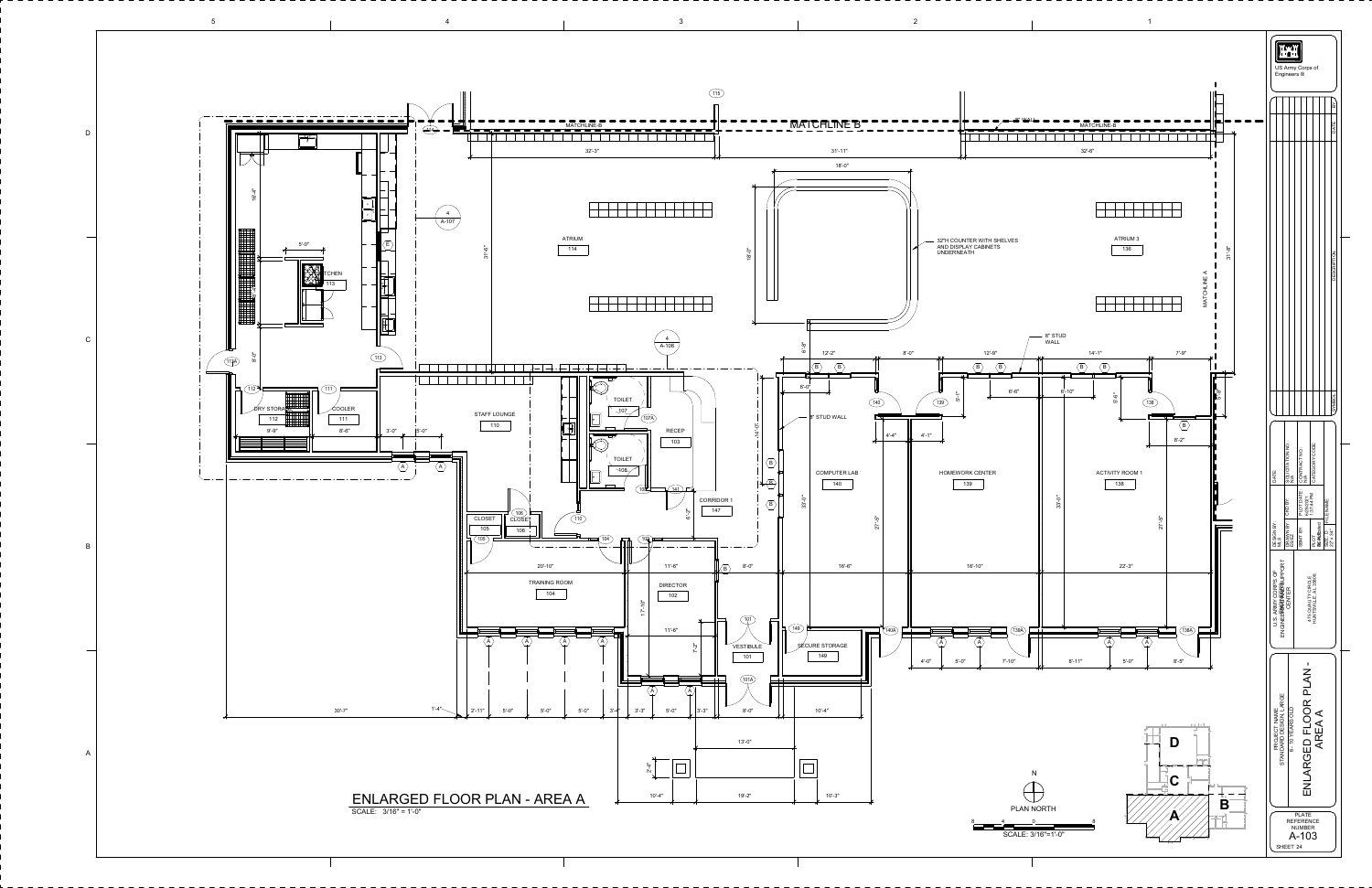# ENLARGED FLOOR PLAN - AREA A

SCALE: 3/16" = 1'-0"

ATRIUM 114

KITCHEN 113

DRY STORAGE 112

COOLER 111

STAFF LOUNGE 110

TOILET 107

TOILET 108

RECEP 103

CORRIDOR 1 147

CLOSET 105

CLOSET 106

TRAINING ROOM 104

DIRECTOR 102

VESTIBULE 101

SECURE STORAGE 149

COMPUTER LAB 140

HOMEWORK CENTER 139

ACTIVITY ROOM 1 138

ATRIUM 3 136

32"H COUNTER WITH SHELVES AND DISPLAY CABINETS UNDERNEATH

8" STUD WALL

MATCHLINE B

MATCHLINE A

PLAN NORTH

SCALE: 3/16"=1'-0"

US Army Corps of Engineers ®

U.S. ARMY CORPS OF ENGINEERS ENGINEERING AND SUPPORT CENTER
4820 UNIVERSITY SQUARE
HUNTSVILLE, AL 35816

PROJECT NAME:
STANDARD DESIGN LARGE

ENLARGED FLOOR PLAN - AREA A

PLATE REFERENCE NUMBER
A-103

SHEET 24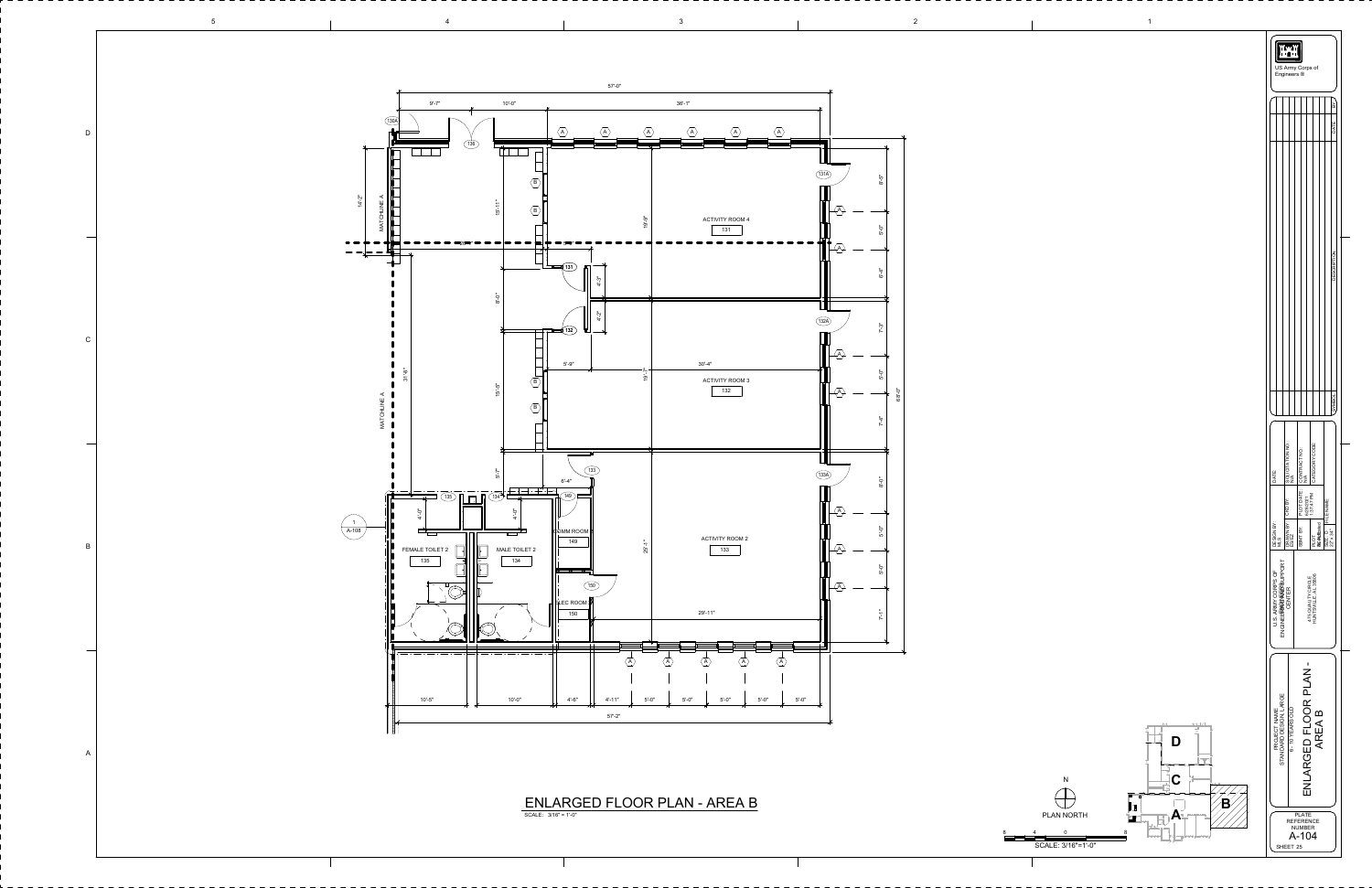# ENLARGED FLOOR PLAN - AREA B

SCALE: 3/16" = 1'-0"

ACTIVITY ROOM 4
131

ACTIVITY ROOM 3
132

ACTIVITY ROOM 2
133

FEMALE TOILET 2
135

MALE TOILET 2
134

COMM ROOM
149

ELEC ROOM
150

MATCHLINE A

57'-0"

9'-7" 10'-0" 36'-1"

14'-2" 15'-11" 19'-9" 8'-5" 5'-0" 6'-8"

8'-0" 4'-3" 4'-2"

5'-9" 30'-4"

31'-8" 15'-5" 19'-1" 7'-3" 5'-0" 7'-4"

68'-0"

5'-7" 6'-4"

4'-0" 4'-0"

29'-1" 8'-0" 5'-0" 5'-0" 7'-1"

29'-11"

10'-5" 10'-0" 4'-8" 4'-11" 5'-0" 5'-0" 5'-0" 5'-0" 5'-0"

57'-2"

1
A-108

PLAN NORTH

SCALE: 3/16"=1'-0"

D C B A

US Army Corps of Engineers ®

| SYMBOL | DESCRIPTION | DATE | BY |
|---|---|---|---|

U.S. ARMY CORPS OF ENGINEERS ENGINEERING SUPPORT CENTER
475 QUALITY CIRCLE
HUNTSVILLE, AL 35806

DESIGN BY: | DWN BY: | CKD BY: | DATE:
SBMT BY: | PLOT DATE: 12/6/2021 1:37:41 PM | SOLICITATION NO.: N/A | CONTRACT NO.: N/A
PLOT SCALE: | SIZE: D 22" x 34" | FILE NAME: | CATEGORY CODE:

PROJECT NAME
STANDARD DESIGN LARGE

ENLARGED FLOOR PLAN - AREA B

PLATE REFERENCE NUMBER
A-104
SHEET 25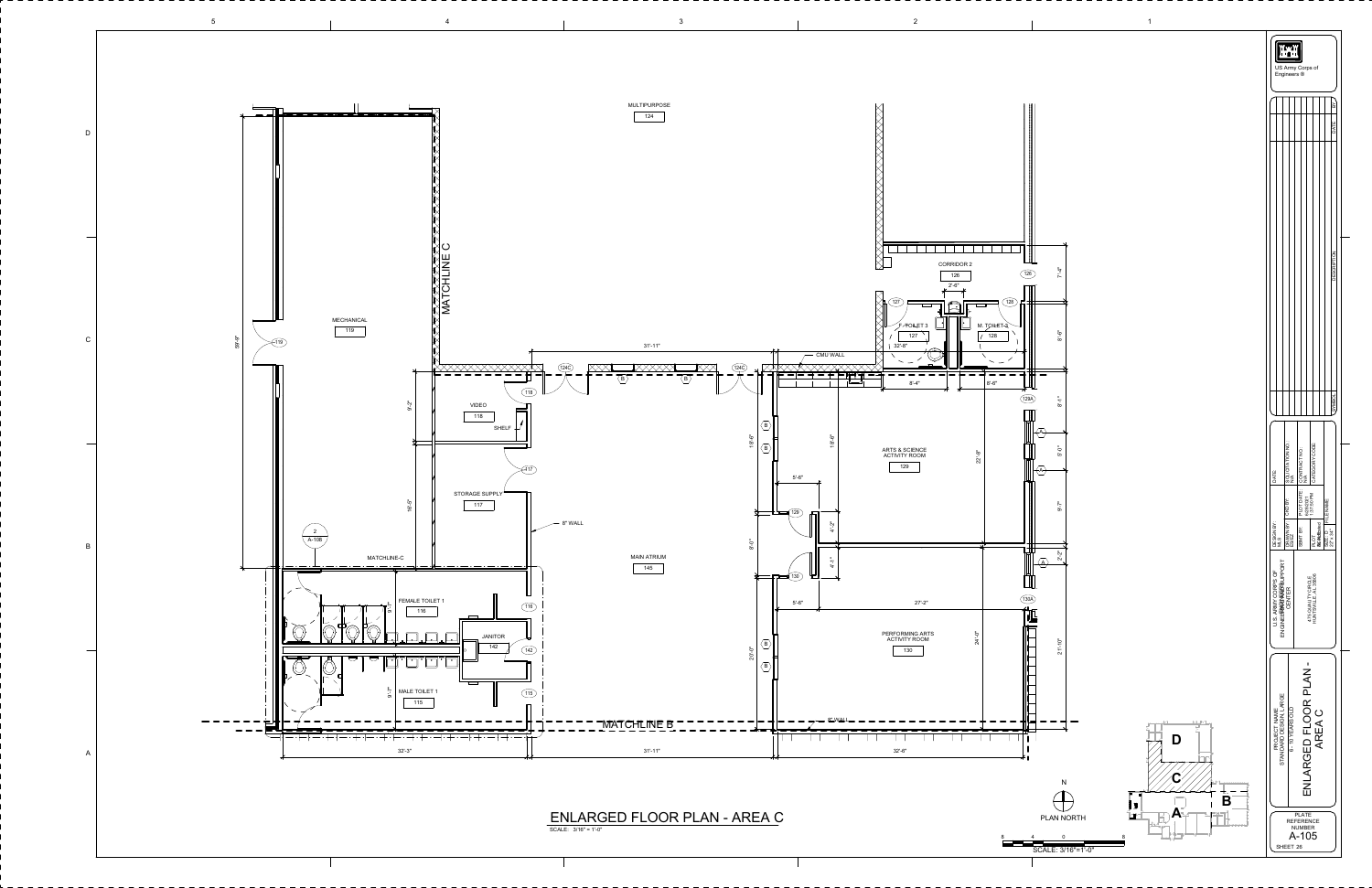# ENLARGED FLOOR PLAN - AREA C

SCALE: 3/16" = 1'-0"

MULTIPURPOSE 124

MECHANICAL 119

MATCHLINE C

CORRIDOR 2 126

F. TOILET 3 127

M. TOILET 3 128

CMU WALL

VIDEO 118

SHELF

STORAGE SUPPLY 117

8" WALL

ARTS & SCIENCE ACTIVITY ROOM 129

MAIN ATRIUM 145

PERFORMING ARTS ACTIVITY ROOM 130

FEMALE TOILET 1 116

JANITOR 142

MALE TOILET 1 115

MATCHLINE-C

MATCHLINE B

2 A-108

Dimensions: 59'-9", 9'-2", 16'-5", 31'-11", 32'-3", 31'-11", 32'-6", 2'-6", 7'-4", 8'-6", 32'-8", 8'-4", 6'-6", 18'-6", 8'-0", 20'-0", 5'-6", 4'-2", 4'-3", 27'-2", 22'-8", 24'-0", 8'-1", 5'-0", 9'-7", 2'-2", 21'-10", 9'-1", 9'-7"

N
PLAN NORTH

SCALE: 3/16"=1'-0"

Key plan: A, B, C, D

US Army Corps of Engineers ®

U.S. ARMY CORPS OF ENGINEERS ENGINEERING AND SUPPORT CENTER

4750 QUALITY CIRCLE HUNTSVILLE, AL 35806

PROJECT NAME: STANDARD DESIGN LARGE YOUTH CENTER

ENLARGED FLOOR PLAN - AREA C

PLATE REFERENCE NUMBER A-105

SHEET 28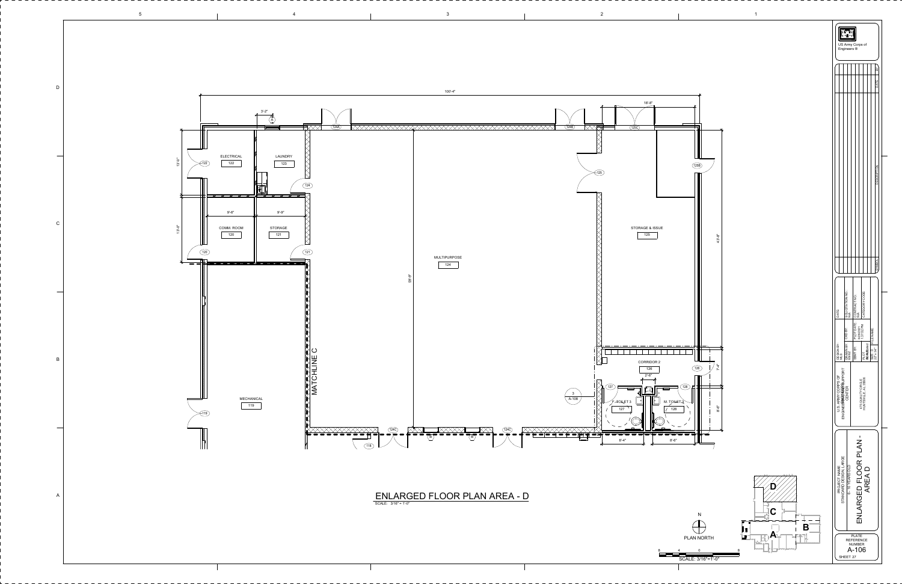# ENLARGED FLOOR PLAN AREA - D

SCALE: 3/16" = 1'-0"

100'-4"

18'-8"

3'-2"

ELECTRICAL 122

LAUNDRY 123

COMM. ROOM 120

STORAGE 121

MECHANICAL 119

MULTIPURPOSE 124

STORAGE & ISSUE 125

CORRIDOR 2 126

F. TOILET 3 127

M. TOILET 3 128

MATCHLINE C

13'-0"

13'-0"

9'-6"

9'-9"

59'-8"

43'-8"

7'-4"

8'-6"

2'-6"

8'-4"

8'-6"

122, 123, 124, 124A, 124B, 124C, 125, 125B, 125C, 120, 121, 119, 118, 126, 127, 128

3 / A-108

N

PLAN NORTH

SCALE: 3/16"=1'-0"

8 4 0 8

D C B A

US Army Corps of Engineers

U.S. ARMY CORPS OF ENGINEERS ENGINEERING AND SUPPORT CENTER

4750 QUALITY CIRCLE HUNTSVILLE, AL 35806

PROJECT NAME: STANDARD DESIGN LARGE FY18 DESIGN

ENLARGED FLOOR PLAN - AREA D

PLATE REFERENCE NUMBER

A-106

SHEET 27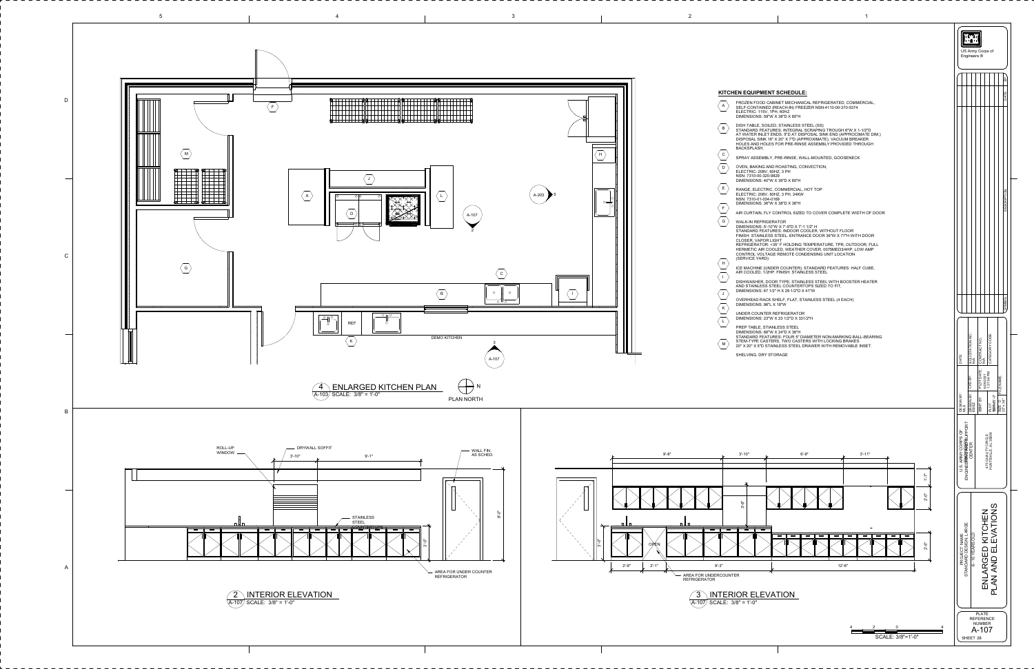## KITCHEN EQUIPMENT SCHEDULE:

- **A** — FROZEN FOOD CABINET MECHANICAL REFRIGERATED, COMMERCIAL, SELF-CONTAINED (REACH-IN) FREEZER NSN:4110-00-370-8374 ELECTRIC: 115V, 1PH, 60HZ DIMENSIONS: 59"W X 38"D X 85"H
- **B** — DISH TABLE, SOILED, STAINLESS STEEL (SS) STANDARD FEATURES: INTEGRAL SCRAPING TROUGH 6"W X 1-1/2"D AT WATER INLET ENDS; 5"D AT DISPOSAL SINK END (APPROCIMATE DIM.) DISPOSAL SINK 16" X 20" X 7"D (APPROXIMATE), VACUUM BREAKER HOLES AND HOLES FOR PRE-RINSE ASSEMBLY PROVIDED THROUGH BACKSPLASH.
- **C** — SPRAY ASSEMBLY, PRE-RINSE, WALL-MOUNTED, GOOSENECK
- **D** — OVEN, BAKING AND ROASTING, CONVECTION, ELECTRIC: 208V, 60HZ, 3 PH NSN: 7310-00-320-9829 DIMENSIONS: 40"W X 39"D X 65"H
- **E** — RANGE, ELECTRIC, COMMERCIAL, HOT TOP ELECTRIC: 208V, 60HZ, 3 PH, 24KW NSN: 7310-01-034-0169 DIMENSIONS: 36"W X 38"D X 36"H
- **F** — AIR CURTAIN, FLY CONTROL SIZED TO COVER COMPLETE WIDTH OF DOOR
- **G** — WALK-IN REFRIGERATOR DIMENSIONS: 5'-10"W X 7'-9"D X 7'-1 1/2" H STANDARD FEATURES: INDOOR COOLER, WITHOUT FLOOR FINISH: STAINLESS STEEL ENTRANCE DOOR 36"W X 77"H WITH DOOR CLOSER, VAPOR LIGHT REFRIGERATOR: +35° F HOLDING TEMPERATURE, TPR, OUTDOOR, FULL HERMETIC AIR COOLED, WEATHER COVER, 0075MED3/4HP, LOW AMP CONTROL VOLTAGE REMOTE CONDENSING UNIT LOCATION (SERVICE YARD)
- **H** — ICE MACHINE (UNDER COUNTER) STANDARD FEATURES: HALF CUBE, AIR COOLED, 1/2HP, FINISH: STAINLESS STEEL
- **I** — DISHWASHER, DOOR TYPE, STAINLESS STEEL WITH BOOSTER HEATER AND STAINLESS STEEL COUNTERTOPS SIZED TO FIT. DIMENSIONS: 67 1/2" H X 29 1/2"D X 41"W
- **J** — OVERHEAD RACK SHELF, FLAT, STAINLESS STEEL (4 EACH) DIMENSIONS: 96"L X 18"W
- **K** — UNDER COUNTER REFRIGERATOR DIMENSIONS: 23"W X 23 1/2"D X 33 1/2"H
- **L** — PREP TABLE, STAINLESS STEEL DIMENSIONS: 66"W X 24"D X 36"H STANDARD FEATURES: FOUR 5" DIAMETER NON-MARKING BALL-BEARING STEM-TYPE CASTERS, TWO CASTERS WITH LOCKING BRAKES 20" X 20" X 5"D STAINLESS STEEL DRAWER WITH REMOVABLE INSET.
- **M** — SHELVING, DRY STORAGE

### 4 ENLARGED KITCHEN PLAN
A-103 SCALE: 3/8" = 1'-0"

PLAN NORTH

DEMO KITCHEN

### 2 INTERIOR ELEVATION
A-107 SCALE: 3/8" = 1'-0"

ROLL-UP WINDOW — DRYWALL SOFFIT — WALL FIN. AS SCHED. — STAINLESS STEEL — AREA FOR UNDER COUNTER REFRIGERATOR

3'-10" 9'-1" 8'-0" 3'-0"

### 3 INTERIOR ELEVATION
A-107 SCALE: 3/8" = 1'-0"

9'-8" 3'-10" 6'-9" 3'-11" 1'-7" 2'-0" 3'-8" 2'-5" 3'-0" 2'-9" 2'-1" 9'-3" 12'-6" OPEN — AREA FOR UNDERCOUNTER REFRIGERATOR

SCALE: 3/8"=1'-0"

US Army Corps of Engineers ®

U.S. ARMY CORPS OF ENGINEERS SUPPORT CENTER
4750 QUALITY CIRCLE HUNTSVILLE, AL 35806

PROJECT NAME: STANDARD DESIGN LARGE

ENLARGED KITCHEN PLAN AND ELEVATIONS

PLATE REFERENCE NUMBER A-107

SHEET 28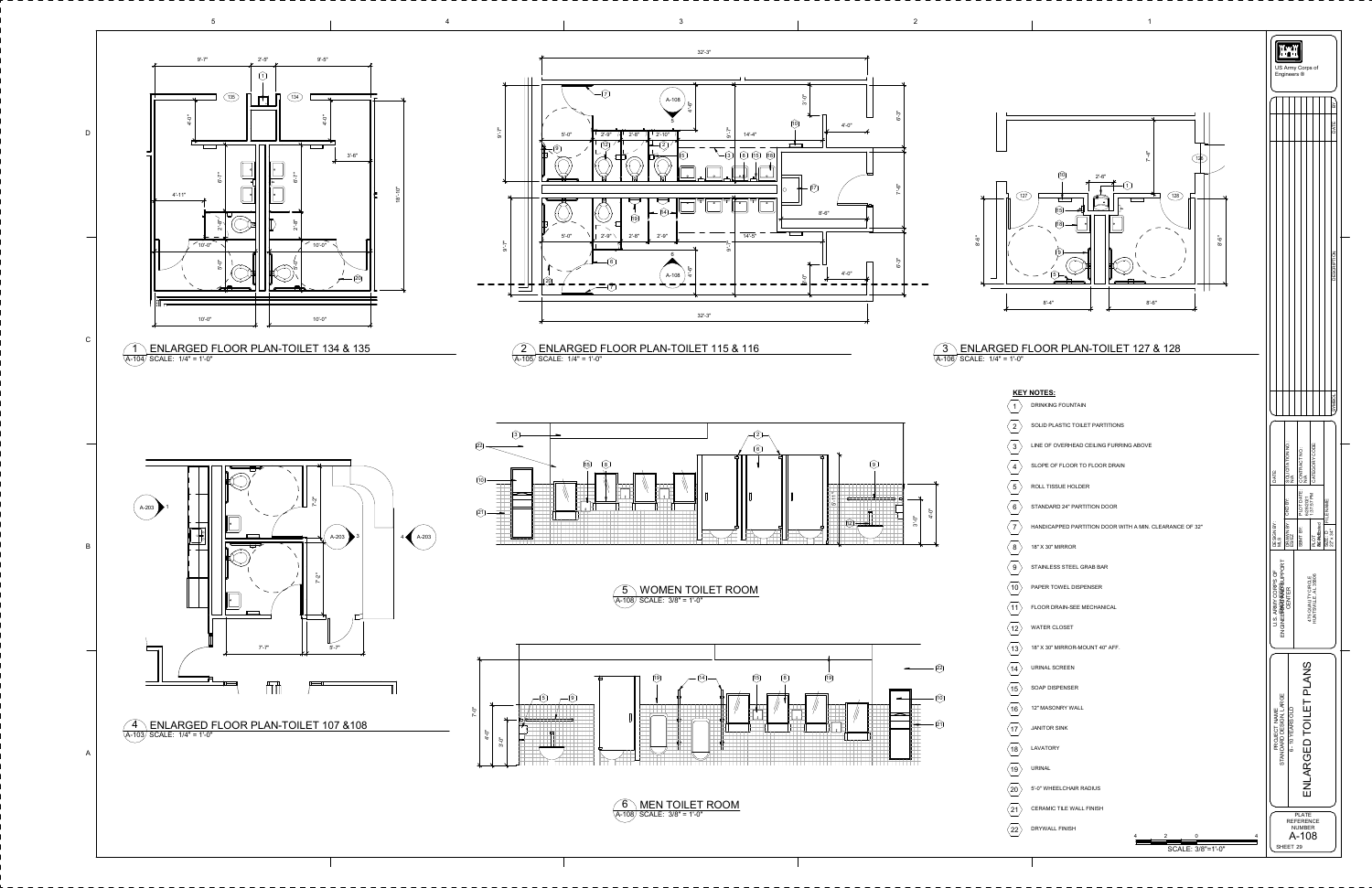## 1 ENLARGED FLOOR PLAN-TOILET 134 & 135
A-104 SCALE: 1/4" = 1'-0"

## 2 ENLARGED FLOOR PLAN-TOILET 115 & 116
A-105 SCALE: 1/4" = 1'-0"

## 3 ENLARGED FLOOR PLAN-TOILET 127 & 128
A-106 SCALE: 1/4" = 1'-0"

## 4 ENLARGED FLOOR PLAN-TOILET 107 &108
A-103 SCALE: 1/4" = 1'-0"

## 5 WOMEN TOILET ROOM
A-108 SCALE: 3/8" = 1'-0"

## 6 MEN TOILET ROOM
A-108 SCALE: 3/8" = 1'-0"

## KEY NOTES:

1. DRINKING FOUNTAIN
2. SOLID PLASTIC TOILET PARTITIONS
3. LINE OF OVERHEAD CEILING FURRING ABOVE
4. SLOPE OF FLOOR TO FLOOR DRAIN
5. ROLL TISSUE HOLDER
6. STANDARD 24" PARTITION DOOR
7. HANDICAPPED PARTITION DOOR WITH A MIN. CLEARANCE OF 32"
8. 18" X 30" MIRROR
9. STAINLESS STEEL GRAB BAR
10. PAPER TOWEL DISPENSER
11. FLOOR DRAIN-SEE MECHANICAL
12. WATER CLOSET
13. 18" X 30" MIRROR-MOUNT 40" AFF
14. URINAL SCREEN
15. SOAP DISPENSER
16. 12" MASONRY WALL
17. JANITOR SINK
18. LAVATORY
19. URINAL
20. 5'-0" WHEELCHAIR RADIUS
21. CERAMIC TILE WALL FINISH
22. DRYWALL FINISH

SCALE: 3/8"=1'-0"

US Army Corps of Engineers ®

U.S. ARMY CORPS OF ENGINEERS ENGINEERING SUPPORT CENTER

475 QUALITY CIRCLE HUNTSVILLE, AL 35806

PROJECT NAME: STANDARD DESIGN LARGE 6 - 10 VEHICLES

ENLARGED TOILET PLANS

PLATE REFERENCE NUMBER A-108

SHEET 29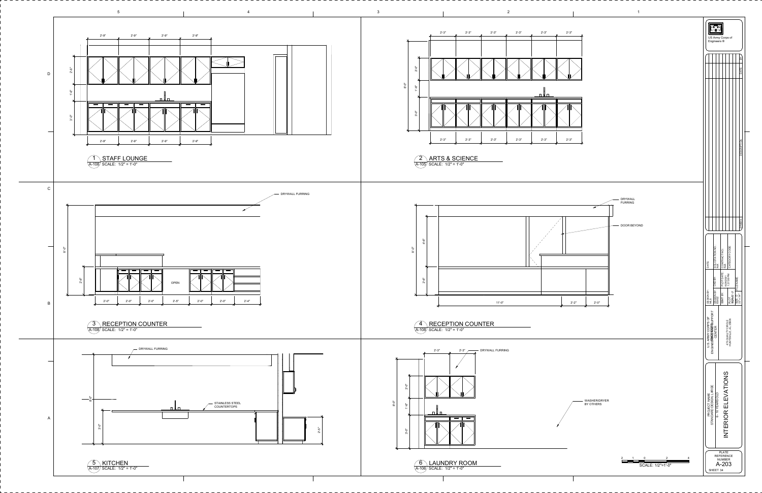## 1 STAFF LOUNGE
A-108 SCALE: 1/2" = 1'-0"

2'-9" 2'-9" 2'-9" 2'-9"

2'-6" 1'-6" 3'-0"

## 2 ARTS & SCIENCE
A-105 SCALE: 1/2" = 1'-0"

2'-3" 2'-3" 2'-3" 2'-3" 2'-3" 2'-3"

8'-0" 2'-0" 1'-6" 3'-0"

## 3 RECEPTION COUNTER
A-108 SCALE: 1/2" = 1'-0"

DRYWALL FURRING

OPEN

8'-0" 2'-6"

2'-0" 2'-0" 2'-0" 2'-5" 2'-0" 2'-0" 2'-4"

## 4 RECEPTION COUNTER
A-108 SCALE: 1/2" = 1'-0"

DRYWALL FURRING

DOOR BEYOND

8'-0" 4'-6" 2'-6"

11'-0" 2'-2" 2'-0"

## 5 KITCHEN
A-107 SCALE: 1/2" = 1'-0"

DRYWALL FURRING

STAINLESS STEEL COUNTERTOPS

8'-0" 3'-0" 2'-5"

## 6 LAUNDRY ROOM
A-106 SCALE: 1/2" = 1'-0"

2'-3" 2'-3" DRYWALL FURRING

8'-0" 2'-0" 1'-6" 3'-0"

WASHER/DRYER BY OTHERS

2 1 0 2 4
SCALE: 1/2"=1'-0"

US Army Corps of Engineers ®

U.S. ARMY CORPS OF ENGINEERS ENGINEERING SUPPORT CENTER

475 QUALITY CIRCLE HUNTSVILLE, AL 35806

DESIGN BY: | DWN BY: | CKD BY: | SBMT BY: | PLOT DATE: 6/5/2013 1:37:59 PM | PLOT SCALE: | SIZE: D | FILE NAME: | DATE: | SOLICITATION NO.: N/A | CONTRACT NO.: N/A | CATEGORY CODE:

PROJECT NAME: STANDARD DESIGN LARGE 6 - 10 CDC

# INTERIOR ELEVATIONS

PLATE REFERENCE NUMBER
A-203
SHEET 34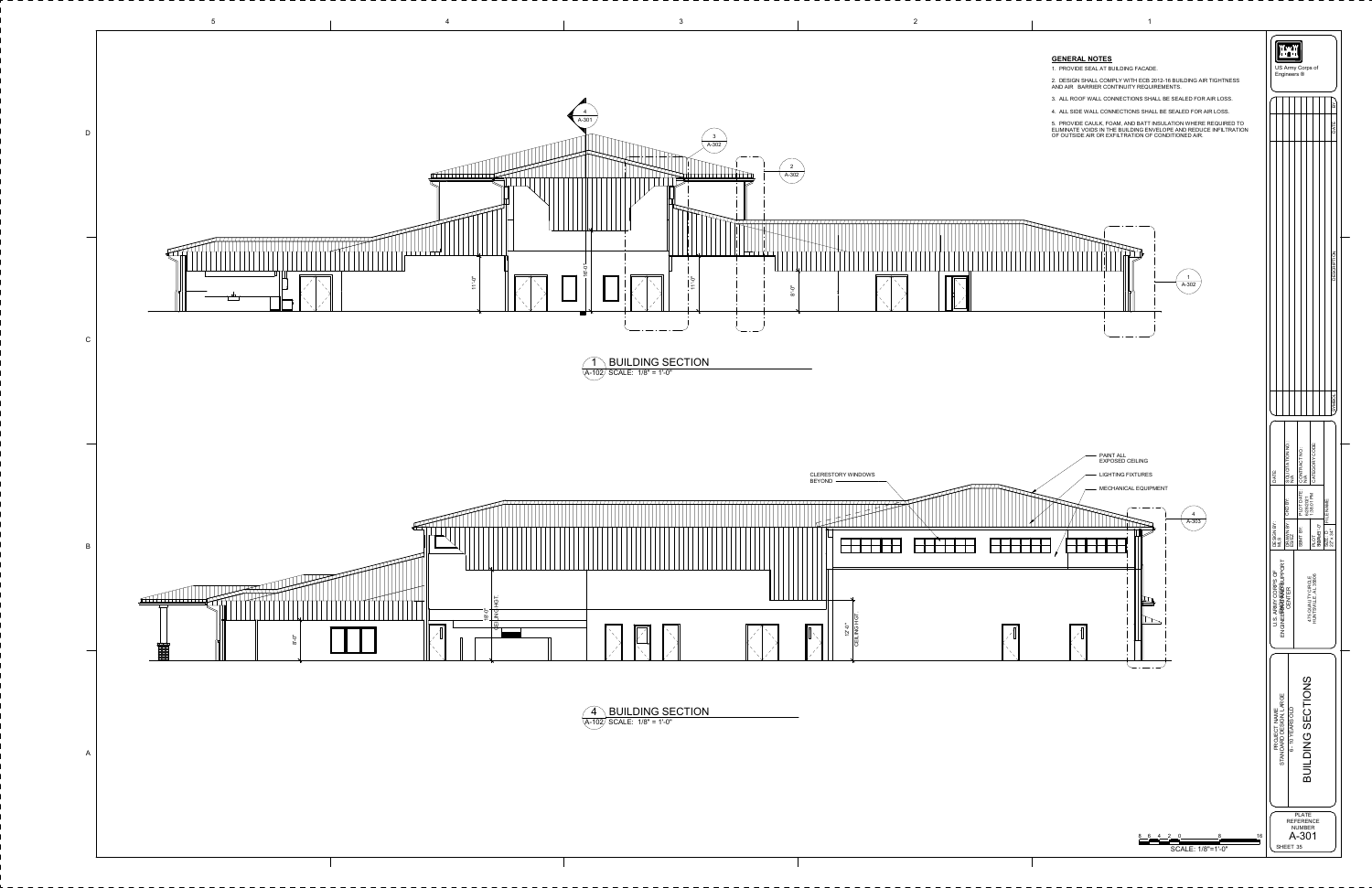## GENERAL NOTES

1. PROVIDE SEAL AT BUILDING FACADE.
2. DESIGN SHALL COMPLY WITH ECB 2012-16 BUILDING AIR TIGHTNESS AND AIR BARRIER CONTINUITY REQUIREMENTS.
3. ALL ROOF WALL CONNECTIONS SHALL BE SEALED FOR AIR LOSS.
4. ALL SIDE WALL CONNECTIONS SHALL BE SEALED FOR AIR LOSS.
5. PROVIDE CAULK, FOAM, AND BATT INSULATION WHERE REQUIRED TO ELIMINATE VOIDS IN THE BUILDING ENVELOPE AND REDUCE INFILTRATION OF OUTSIDE AIR OR EXFILTRATION OF CONDITIONED AIR.

4 A-301

3 A-302

2 A-302

1 A-302

11'-0"

18'-0"

11'-0"

8'-0"

1 BUILDING SECTION
A-102 SCALE: 1/8" = 1'-0"

CLERESTORY WINDOWS BEYOND

PAINT ALL EXPOSED CEILING

LIGHTING FIXTURES

MECHANICAL EQUIPMENT

4 A-303

8'-0"

18'-0" CEILING HGT.

12'-0" CEILING HGT.

4 BUILDING SECTION
A-102 SCALE: 1/8" = 1'-0"

8 6 4 2 0 8 16
SCALE: 1/8"=1'-0"

US Army Corps of Engineers ®

SYMBOL | DESCRIPTION | DATE | BY

DESIGN BY: | DATE: | SOLICITATION NO.: N/A
DRAWN BY: | CKD BY: | CONTRACT NO.: N/A
SBMT BY: | PLOT DATE: 1/26/2021 1:35:51 PM | CATEGORY CODE:
PLOT SCALE: 1:1 | SIZE: D 22" x 34" | FILE NAME:

U.S. ARMY CORPS OF ENGINEERS ENGINEERING AND SUPPORT CENTER
4820 UNIVERSITY SQUARE
HUNTSVILLE, AL 35816

PROJECT NAME:
STANDARD DESIGN LARGE
6 - 10 TEAMS COD

BUILDING SECTIONS

PLATE REFERENCE NUMBER
A-301
SHEET 35